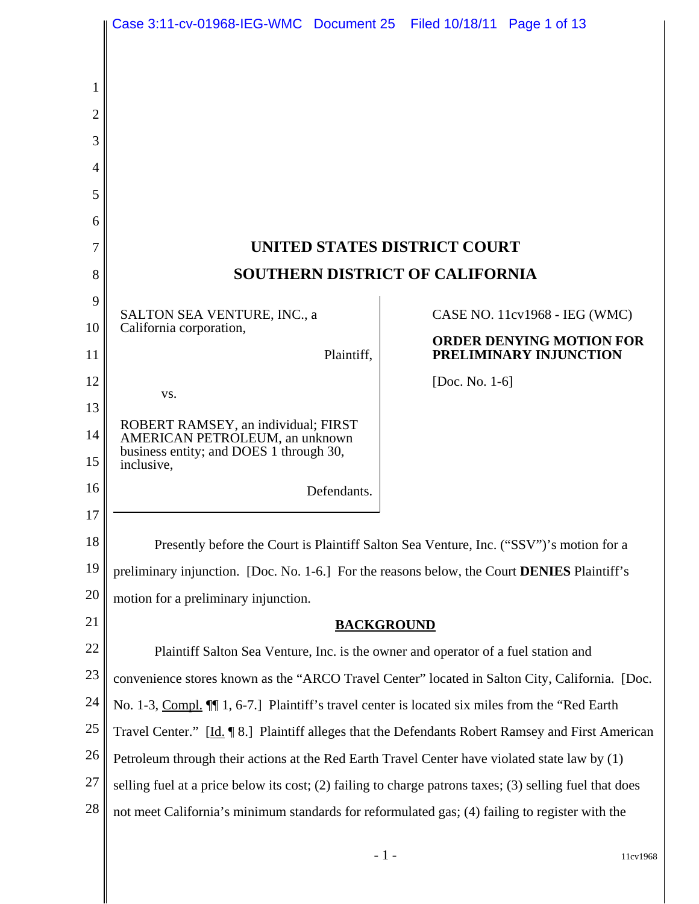# UNITED STATES DISTRICT COURT
# SOUTHERN DISTRICT OF CALIFORNIA

SALTON SEA VENTURE, INC., a California corporation,

Plaintiff,

vs.

ROBERT RAMSEY, an individual; FIRST AMERICAN PETROLEUM, an unknown business entity; and DOES 1 through 30, inclusive,

Defendants.

CASE NO. 11cv1968 - IEG (WMC)

**ORDER DENYING MOTION FOR PRELIMINARY INJUNCTION**

[Doc. No. 1-6]

Presently before the Court is Plaintiff Salton Sea Venture, Inc. ("SSV")'s motion for a preliminary injunction. [Doc. No. 1-6.] For the reasons below, the Court **DENIES** Plaintiff's motion for a preliminary injunction.

## BACKGROUND

Plaintiff Salton Sea Venture, Inc. is the owner and operator of a fuel station and convenience stores known as the "ARCO Travel Center" located in Salton City, California. [Doc. No. 1-3, Compl. ¶¶ 1, 6-7.] Plaintiff's travel center is located six miles from the "Red Earth Travel Center." [Id. ¶ 8.] Plaintiff alleges that the Defendants Robert Ramsey and First American Petroleum through their actions at the Red Earth Travel Center have violated state law by (1) selling fuel at a price below its cost; (2) failing to charge patrons taxes; (3) selling fuel that does not meet California's minimum standards for reformulated gas; (4) failing to register with the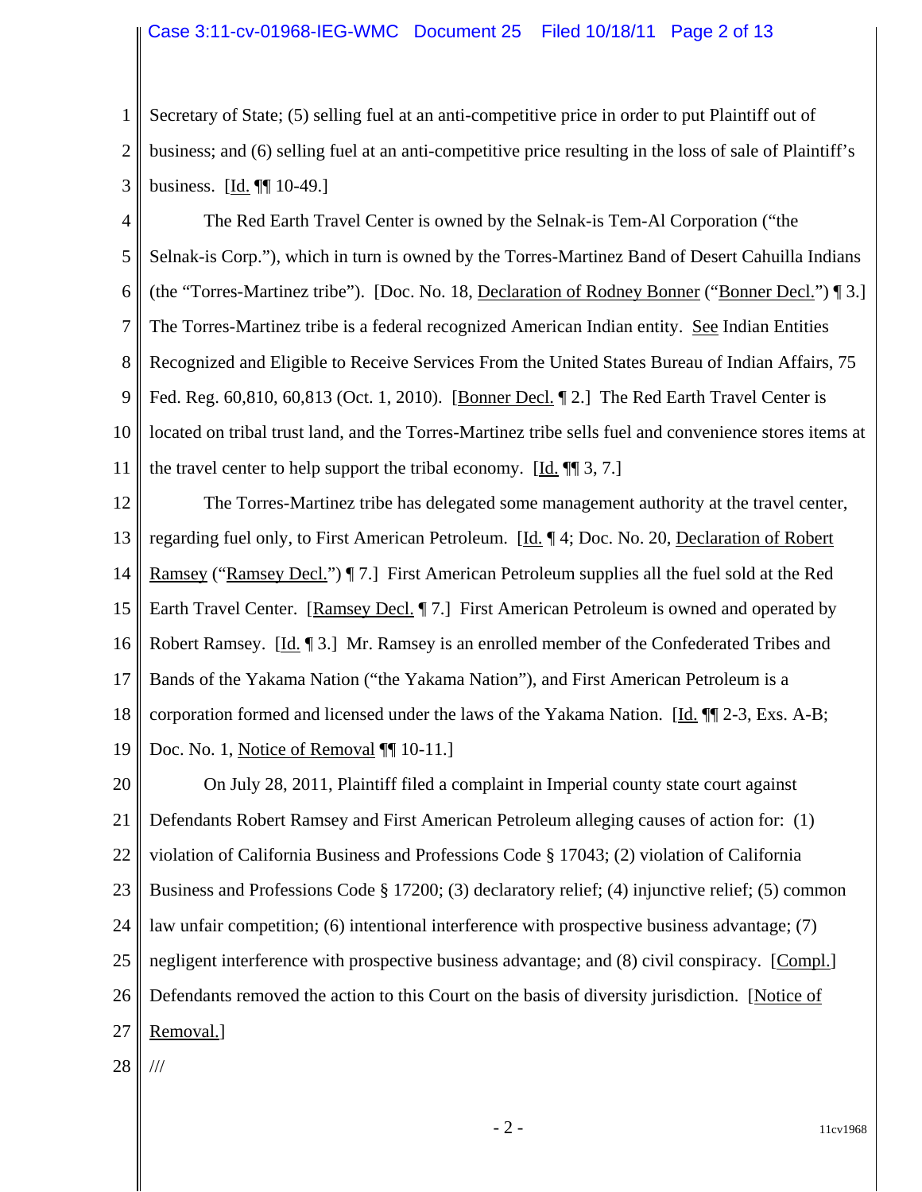Secretary of State; (5) selling fuel at an anti-competitive price in order to put Plaintiff out of business; and (6) selling fuel at an anti-competitive price resulting in the loss of sale of Plaintiff's business. [Id. ¶¶ 10-49.]

The Red Earth Travel Center is owned by the Selnak-is Tem-Al Corporation ("the Selnak-is Corp."), which in turn is owned by the Torres-Martinez Band of Desert Cahuilla Indians (the "Torres-Martinez tribe"). [Doc. No. 18, Declaration of Rodney Bonner ("Bonner Decl.") ¶ 3.] The Torres-Martinez tribe is a federal recognized American Indian entity. See Indian Entities Recognized and Eligible to Receive Services From the United States Bureau of Indian Affairs, 75 Fed. Reg. 60,810, 60,813 (Oct. 1, 2010). [Bonner Decl. ¶ 2.] The Red Earth Travel Center is located on tribal trust land, and the Torres-Martinez tribe sells fuel and convenience stores items at the travel center to help support the tribal economy. [Id. ¶¶ 3, 7.]

The Torres-Martinez tribe has delegated some management authority at the travel center, regarding fuel only, to First American Petroleum. [Id. ¶ 4; Doc. No. 20, Declaration of Robert Ramsey ("Ramsey Decl.") ¶ 7.] First American Petroleum supplies all the fuel sold at the Red Earth Travel Center. [Ramsey Decl. ¶ 7.] First American Petroleum is owned and operated by Robert Ramsey. [Id. ¶ 3.] Mr. Ramsey is an enrolled member of the Confederated Tribes and Bands of the Yakama Nation ("the Yakama Nation"), and First American Petroleum is a corporation formed and licensed under the laws of the Yakama Nation. [Id. ¶¶ 2-3, Exs. A-B; Doc. No. 1, Notice of Removal ¶¶ 10-11.]

On July 28, 2011, Plaintiff filed a complaint in Imperial county state court against Defendants Robert Ramsey and First American Petroleum alleging causes of action for: (1) violation of California Business and Professions Code § 17043; (2) violation of California Business and Professions Code § 17200; (3) declaratory relief; (4) injunctive relief; (5) common law unfair competition; (6) intentional interference with prospective business advantage; (7) negligent interference with prospective business advantage; and (8) civil conspiracy. [Compl.] Defendants removed the action to this Court on the basis of diversity jurisdiction. [Notice of Removal.]

///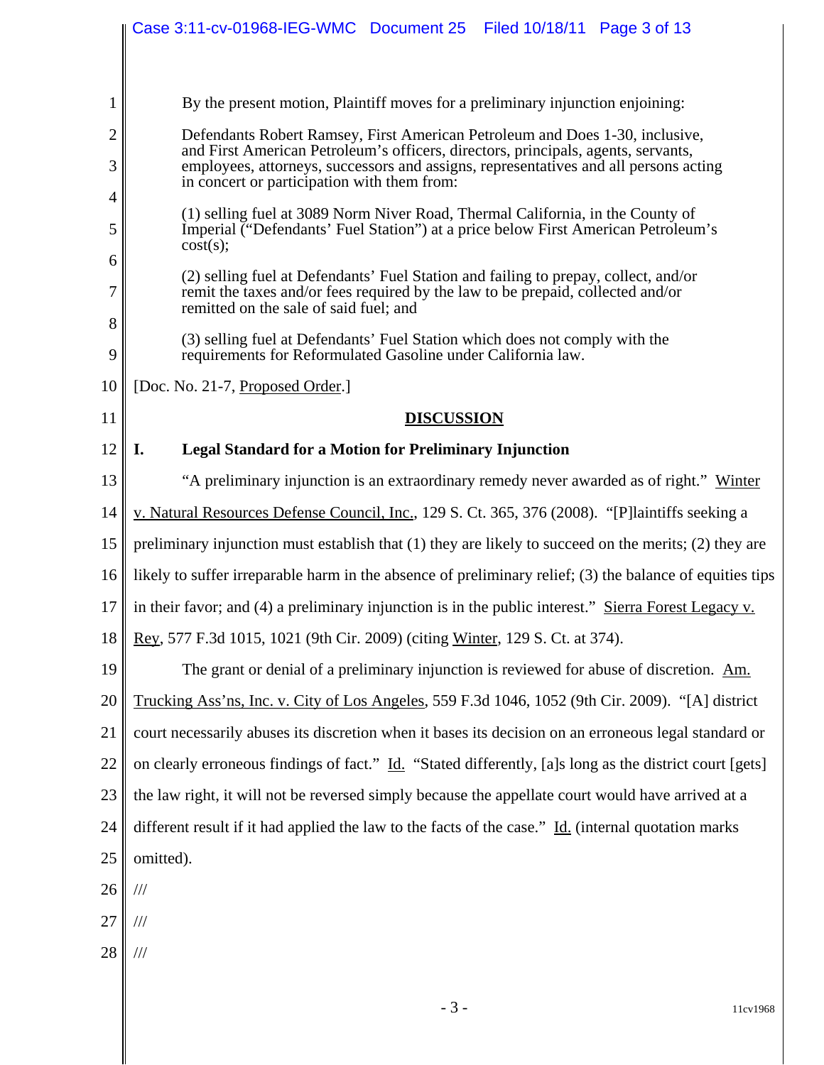By the present motion, Plaintiff moves for a preliminary injunction enjoining:

> Defendants Robert Ramsey, First American Petroleum and Does 1-30, inclusive, and First American Petroleum's officers, directors, principals, agents, servants, employees, attorneys, successors and assigns, representatives and all persons acting in concert or participation with them from:
>
> (1) selling fuel at 3089 Norm Niver Road, Thermal California, in the County of Imperial ("Defendants' Fuel Station") at a price below First American Petroleum's cost(s);
>
> (2) selling fuel at Defendants' Fuel Station and failing to prepay, collect, and/or remit the taxes and/or fees required by the law to be prepaid, collected and/or remitted on the sale of said fuel; and
>
> (3) selling fuel at Defendants' Fuel Station which does not comply with the requirements for Reformulated Gasoline under California law.

[Doc. No. 21-7, Proposed Order.]

## DISCUSSION

### I. Legal Standard for a Motion for Preliminary Injunction

"A preliminary injunction is an extraordinary remedy never awarded as of right." Winter v. Natural Resources Defense Council, Inc., 129 S. Ct. 365, 376 (2008). "[P]laintiffs seeking a preliminary injunction must establish that (1) they are likely to succeed on the merits; (2) they are likely to suffer irreparable harm in the absence of preliminary relief; (3) the balance of equities tips in their favor; and (4) a preliminary injunction is in the public interest." Sierra Forest Legacy v. Rey, 577 F.3d 1015, 1021 (9th Cir. 2009) (citing Winter, 129 S. Ct. at 374).

The grant or denial of a preliminary injunction is reviewed for abuse of discretion. Am. Trucking Ass'ns, Inc. v. City of Los Angeles, 559 F.3d 1046, 1052 (9th Cir. 2009). "[A] district court necessarily abuses its discretion when it bases its decision on an erroneous legal standard or on clearly erroneous findings of fact." Id. "Stated differently, [a]s long as the district court [gets] the law right, it will not be reversed simply because the appellate court would have arrived at a different result if it had applied the law to the facts of the case." Id. (internal quotation marks omitted).

///

///

///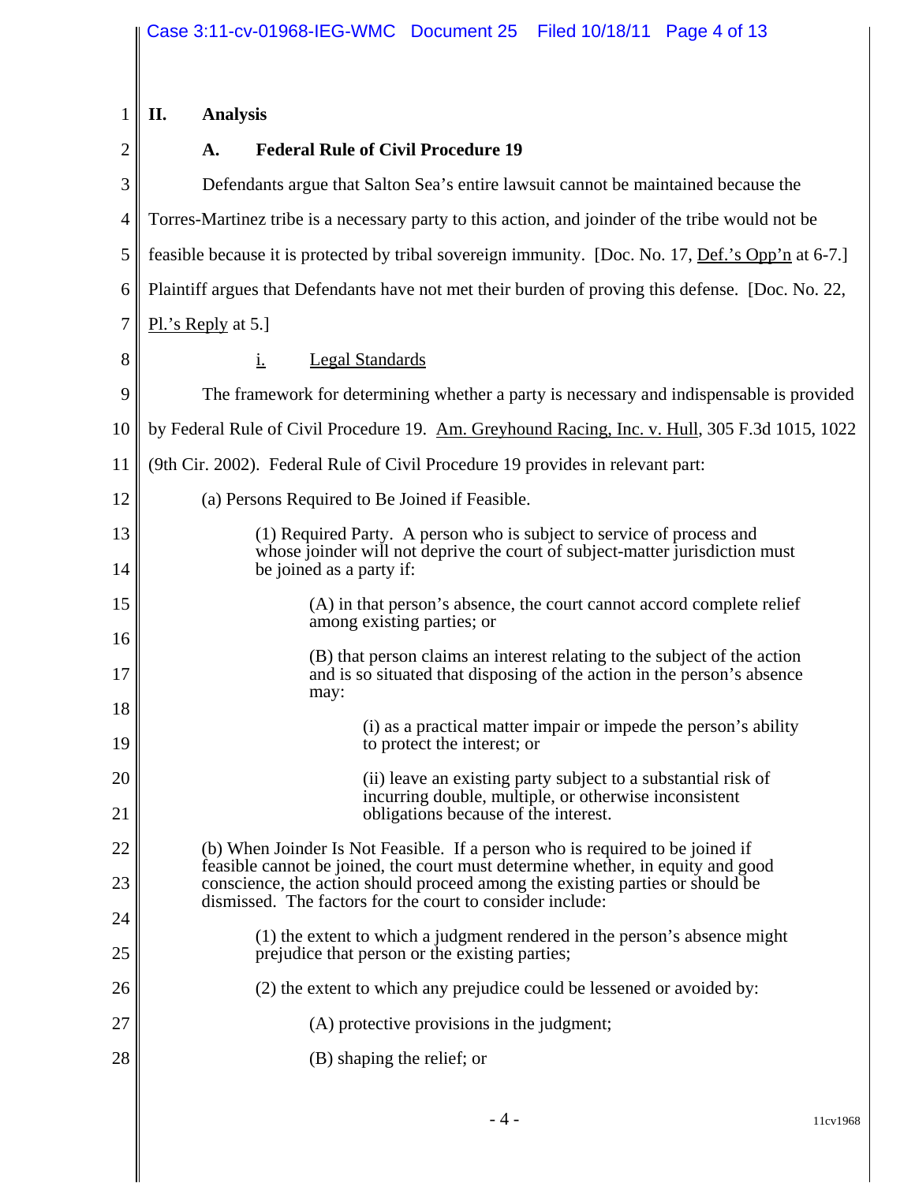## II. Analysis

### A. Federal Rule of Civil Procedure 19

Defendants argue that Salton Sea's entire lawsuit cannot be maintained because the Torres-Martinez tribe is a necessary party to this action, and joinder of the tribe would not be feasible because it is protected by tribal sovereign immunity. [Doc. No. 17, Def.'s Opp'n at 6-7.] Plaintiff argues that Defendants have not met their burden of proving this defense. [Doc. No. 22, Pl.'s Reply at 5.]

#### i. Legal Standards

The framework for determining whether a party is necessary and indispensable is provided by Federal Rule of Civil Procedure 19. Am. Greyhound Racing, Inc. v. Hull, 305 F.3d 1015, 1022 (9th Cir. 2002). Federal Rule of Civil Procedure 19 provides in relevant part:

> (a) Persons Required to Be Joined if Feasible.
>
> > (1) Required Party. A person who is subject to service of process and whose joinder will not deprive the court of subject-matter jurisdiction must be joined as a party if:
> >
> > > (A) in that person's absence, the court cannot accord complete relief among existing parties; or
> > >
> > > (B) that person claims an interest relating to the subject of the action and is so situated that disposing of the action in the person's absence may:
> > >
> > > > (i) as a practical matter impair or impede the person's ability to protect the interest; or
> > > >
> > > > (ii) leave an existing party subject to a substantial risk of incurring double, multiple, or otherwise inconsistent obligations because of the interest.
>
> (b) When Joinder Is Not Feasible. If a person who is required to be joined if feasible cannot be joined, the court must determine whether, in equity and good conscience, the action should proceed among the existing parties or should be dismissed. The factors for the court to consider include:
>
> > (1) the extent to which a judgment rendered in the person's absence might prejudice that person or the existing parties;
> >
> > (2) the extent to which any prejudice could be lessened or avoided by:
> >
> > > (A) protective provisions in the judgment;
> > >
> > > (B) shaping the relief; or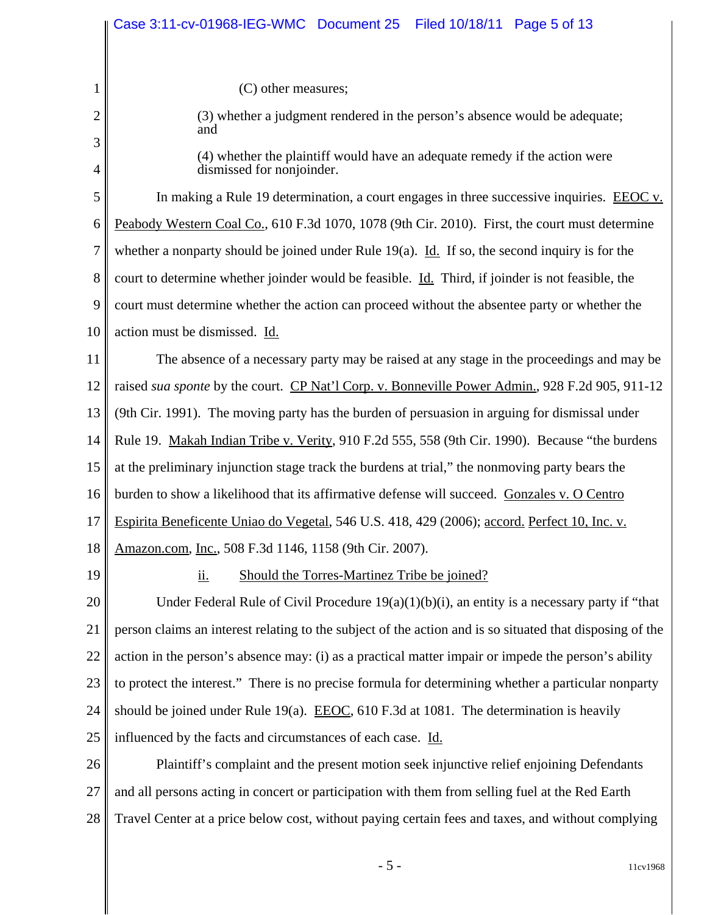(C) other measures;

(3) whether a judgment rendered in the person's absence would be adequate; and

(4) whether the plaintiff would have an adequate remedy if the action were dismissed for nonjoinder.

In making a Rule 19 determination, a court engages in three successive inquiries. EEOC v. Peabody Western Coal Co., 610 F.3d 1070, 1078 (9th Cir. 2010). First, the court must determine whether a nonparty should be joined under Rule 19(a). Id. If so, the second inquiry is for the court to determine whether joinder would be feasible. Id. Third, if joinder is not feasible, the court must determine whether the action can proceed without the absentee party or whether the action must be dismissed. Id.

The absence of a necessary party may be raised at any stage in the proceedings and may be raised *sua sponte* by the court. CP Nat'l Corp. v. Bonneville Power Admin., 928 F.2d 905, 911-12 (9th Cir. 1991). The moving party has the burden of persuasion in arguing for dismissal under Rule 19. Makah Indian Tribe v. Verity, 910 F.2d 555, 558 (9th Cir. 1990). Because "the burdens at the preliminary injunction stage track the burdens at trial," the nonmoving party bears the burden to show a likelihood that its affirmative defense will succeed. Gonzales v. O Centro Espirita Beneficente Uniao do Vegetal, 546 U.S. 418, 429 (2006); accord. Perfect 10, Inc. v. Amazon.com, Inc., 508 F.3d 1146, 1158 (9th Cir. 2007).

ii. Should the Torres-Martinez Tribe be joined?

Under Federal Rule of Civil Procedure 19(a)(1)(b)(i), an entity is a necessary party if "that person claims an interest relating to the subject of the action and is so situated that disposing of the action in the person's absence may: (i) as a practical matter impair or impede the person's ability to protect the interest." There is no precise formula for determining whether a particular nonparty should be joined under Rule 19(a). EEOC, 610 F.3d at 1081. The determination is heavily influenced by the facts and circumstances of each case. Id.

Plaintiff's complaint and the present motion seek injunctive relief enjoining Defendants and all persons acting in concert or participation with them from selling fuel at the Red Earth Travel Center at a price below cost, without paying certain fees and taxes, and without complying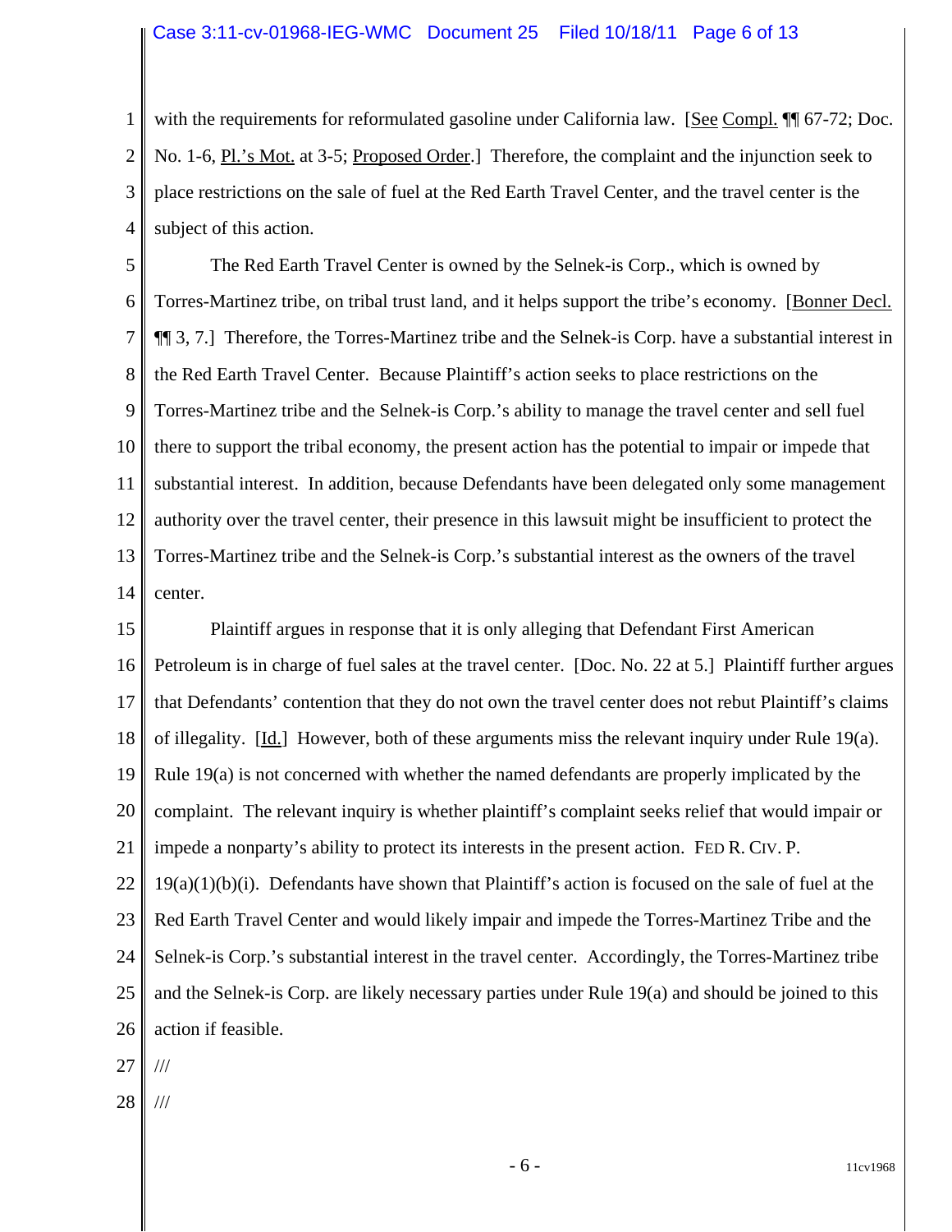with the requirements for reformulated gasoline under California law. [See Compl. ¶¶ 67-72; Doc. No. 1-6, Pl.'s Mot. at 3-5; Proposed Order.] Therefore, the complaint and the injunction seek to place restrictions on the sale of fuel at the Red Earth Travel Center, and the travel center is the subject of this action.

The Red Earth Travel Center is owned by the Selnek-is Corp., which is owned by Torres-Martinez tribe, on tribal trust land, and it helps support the tribe's economy. [Bonner Decl. ¶¶ 3, 7.] Therefore, the Torres-Martinez tribe and the Selnek-is Corp. have a substantial interest in the Red Earth Travel Center. Because Plaintiff's action seeks to place restrictions on the Torres-Martinez tribe and the Selnek-is Corp.'s ability to manage the travel center and sell fuel there to support the tribal economy, the present action has the potential to impair or impede that substantial interest. In addition, because Defendants have been delegated only some management authority over the travel center, their presence in this lawsuit might be insufficient to protect the Torres-Martinez tribe and the Selnek-is Corp.'s substantial interest as the owners of the travel center.

Plaintiff argues in response that it is only alleging that Defendant First American Petroleum is in charge of fuel sales at the travel center. [Doc. No. 22 at 5.] Plaintiff further argues that Defendants' contention that they do not own the travel center does not rebut Plaintiff's claims of illegality. [Id.] However, both of these arguments miss the relevant inquiry under Rule 19(a). Rule 19(a) is not concerned with whether the named defendants are properly implicated by the complaint. The relevant inquiry is whether plaintiff's complaint seeks relief that would impair or impede a nonparty's ability to protect its interests in the present action. FED R. CIV. P. 19(a)(1)(b)(i). Defendants have shown that Plaintiff's action is focused on the sale of fuel at the Red Earth Travel Center and would likely impair and impede the Torres-Martinez Tribe and the Selnek-is Corp.'s substantial interest in the travel center. Accordingly, the Torres-Martinez tribe and the Selnek-is Corp. are likely necessary parties under Rule 19(a) and should be joined to this action if feasible.

///

///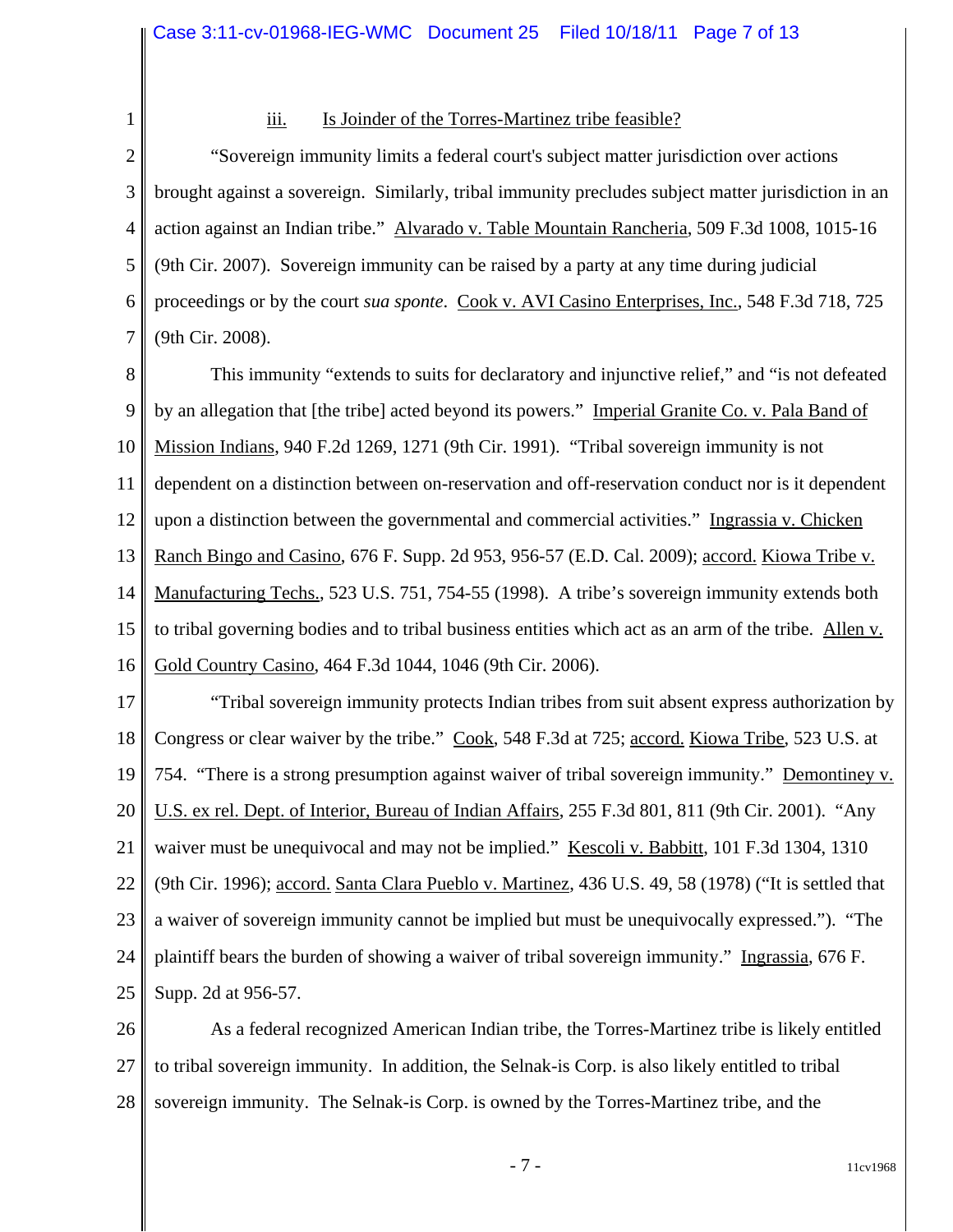### iii. Is Joinder of the Torres-Martinez tribe feasible?

"Sovereign immunity limits a federal court's subject matter jurisdiction over actions brought against a sovereign. Similarly, tribal immunity precludes subject matter jurisdiction in an action against an Indian tribe." Alvarado v. Table Mountain Rancheria, 509 F.3d 1008, 1015-16 (9th Cir. 2007). Sovereign immunity can be raised by a party at any time during judicial proceedings or by the court *sua sponte*. Cook v. AVI Casino Enterprises, Inc., 548 F.3d 718, 725 (9th Cir. 2008).

This immunity "extends to suits for declaratory and injunctive relief," and "is not defeated by an allegation that [the tribe] acted beyond its powers." Imperial Granite Co. v. Pala Band of Mission Indians, 940 F.2d 1269, 1271 (9th Cir. 1991). "Tribal sovereign immunity is not dependent on a distinction between on-reservation and off-reservation conduct nor is it dependent upon a distinction between the governmental and commercial activities." Ingrassia v. Chicken Ranch Bingo and Casino, 676 F. Supp. 2d 953, 956-57 (E.D. Cal. 2009); accord. Kiowa Tribe v. Manufacturing Techs., 523 U.S. 751, 754-55 (1998). A tribe's sovereign immunity extends both to tribal governing bodies and to tribal business entities which act as an arm of the tribe. Allen v. Gold Country Casino, 464 F.3d 1044, 1046 (9th Cir. 2006).

"Tribal sovereign immunity protects Indian tribes from suit absent express authorization by Congress or clear waiver by the tribe." Cook, 548 F.3d at 725; accord. Kiowa Tribe, 523 U.S. at 754. "There is a strong presumption against waiver of tribal sovereign immunity." Demontiney v. U.S. ex rel. Dept. of Interior, Bureau of Indian Affairs, 255 F.3d 801, 811 (9th Cir. 2001). "Any waiver must be unequivocal and may not be implied." Kescoli v. Babbitt, 101 F.3d 1304, 1310 (9th Cir. 1996); accord. Santa Clara Pueblo v. Martinez, 436 U.S. 49, 58 (1978) ("It is settled that a waiver of sovereign immunity cannot be implied but must be unequivocally expressed."). "The plaintiff bears the burden of showing a waiver of tribal sovereign immunity." Ingrassia, 676 F. Supp. 2d at 956-57.

As a federal recognized American Indian tribe, the Torres-Martinez tribe is likely entitled to tribal sovereign immunity. In addition, the Selnak-is Corp. is also likely entitled to tribal sovereign immunity. The Selnak-is Corp. is owned by the Torres-Martinez tribe, and the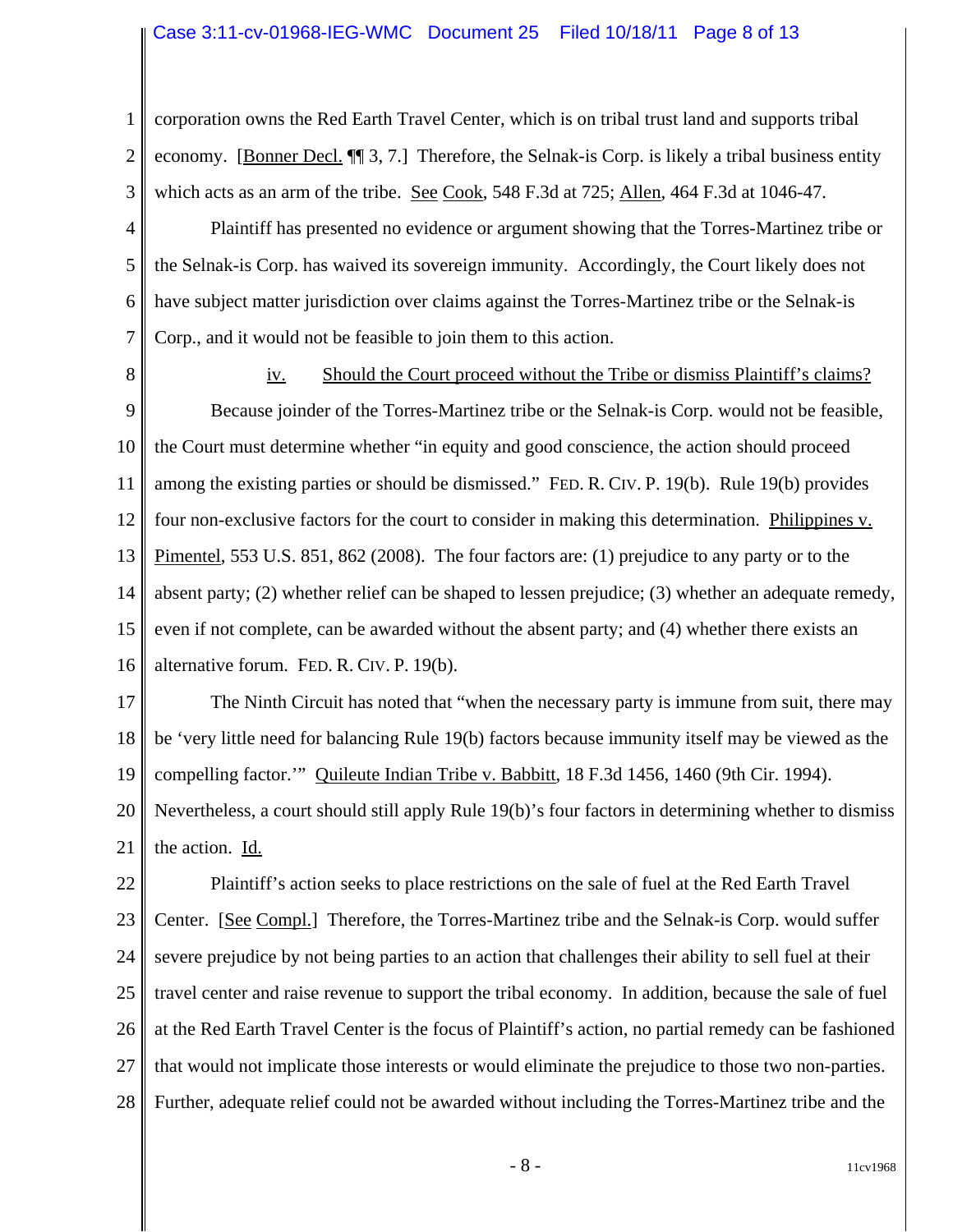corporation owns the Red Earth Travel Center, which is on tribal trust land and supports tribal economy. [Bonner Decl. ¶¶ 3, 7.] Therefore, the Selnak-is Corp. is likely a tribal business entity which acts as an arm of the tribe. See Cook, 548 F.3d at 725; Allen, 464 F.3d at 1046-47.

Plaintiff has presented no evidence or argument showing that the Torres-Martinez tribe or the Selnak-is Corp. has waived its sovereign immunity. Accordingly, the Court likely does not have subject matter jurisdiction over claims against the Torres-Martinez tribe or the Selnak-is Corp., and it would not be feasible to join them to this action.

iv. Should the Court proceed without the Tribe or dismiss Plaintiff's claims?

Because joinder of the Torres-Martinez tribe or the Selnak-is Corp. would not be feasible, the Court must determine whether "in equity and good conscience, the action should proceed among the existing parties or should be dismissed." FED. R. CIV. P. 19(b). Rule 19(b) provides four non-exclusive factors for the court to consider in making this determination. Philippines v. Pimentel, 553 U.S. 851, 862 (2008). The four factors are: (1) prejudice to any party or to the absent party; (2) whether relief can be shaped to lessen prejudice; (3) whether an adequate remedy, even if not complete, can be awarded without the absent party; and (4) whether there exists an alternative forum. FED. R. CIV. P. 19(b).

The Ninth Circuit has noted that "when the necessary party is immune from suit, there may be 'very little need for balancing Rule 19(b) factors because immunity itself may be viewed as the compelling factor.'" Quileute Indian Tribe v. Babbitt, 18 F.3d 1456, 1460 (9th Cir. 1994). Nevertheless, a court should still apply Rule 19(b)'s four factors in determining whether to dismiss the action. Id.

Plaintiff's action seeks to place restrictions on the sale of fuel at the Red Earth Travel Center. [See Compl.] Therefore, the Torres-Martinez tribe and the Selnak-is Corp. would suffer severe prejudice by not being parties to an action that challenges their ability to sell fuel at their travel center and raise revenue to support the tribal economy. In addition, because the sale of fuel at the Red Earth Travel Center is the focus of Plaintiff's action, no partial remedy can be fashioned that would not implicate those interests or would eliminate the prejudice to those two non-parties. Further, adequate relief could not be awarded without including the Torres-Martinez tribe and the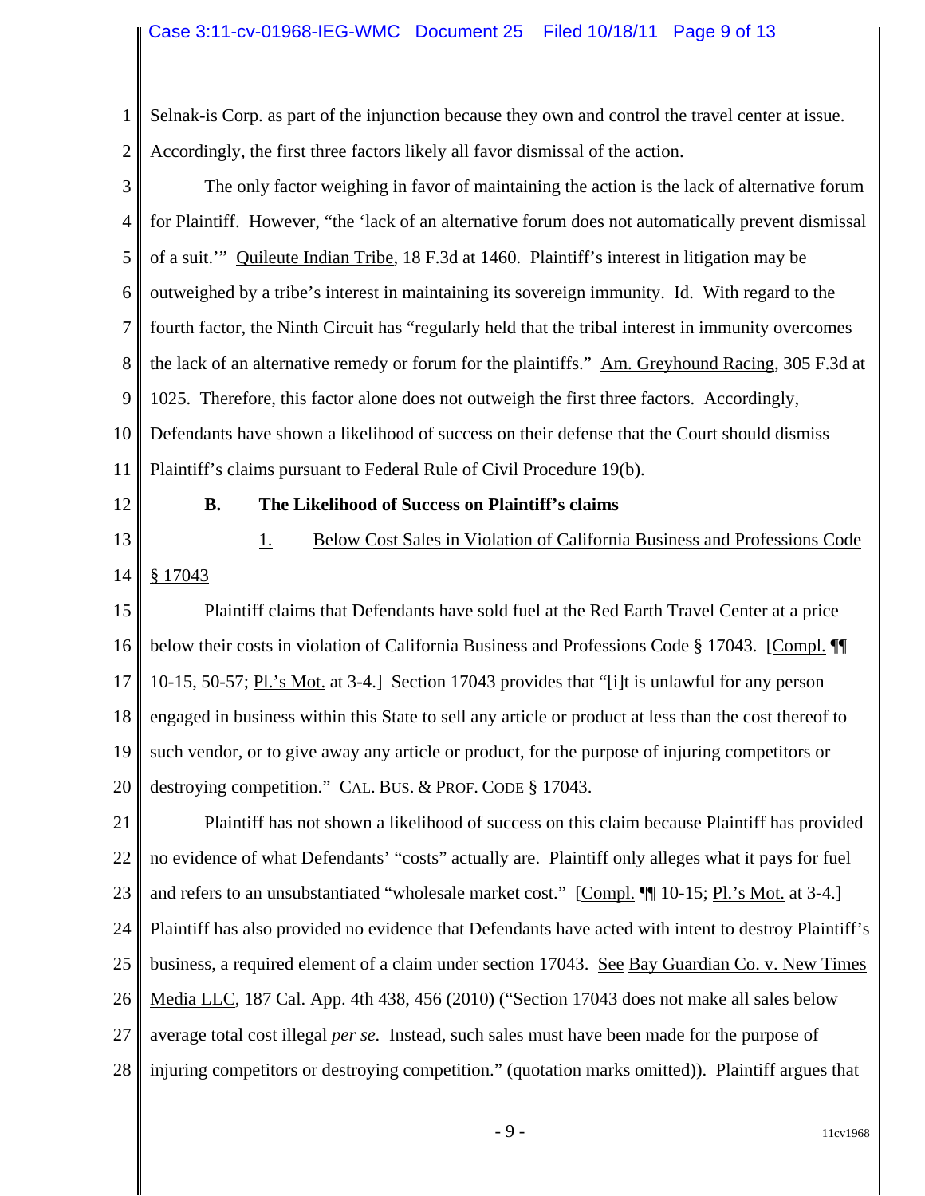Selnak-is Corp. as part of the injunction because they own and control the travel center at issue. Accordingly, the first three factors likely all favor dismissal of the action.

The only factor weighing in favor of maintaining the action is the lack of alternative forum for Plaintiff. However, "the 'lack of an alternative forum does not automatically prevent dismissal of a suit.'" Quileute Indian Tribe, 18 F.3d at 1460. Plaintiff's interest in litigation may be outweighed by a tribe's interest in maintaining its sovereign immunity. Id. With regard to the fourth factor, the Ninth Circuit has "regularly held that the tribal interest in immunity overcomes the lack of an alternative remedy or forum for the plaintiffs." Am. Greyhound Racing, 305 F.3d at 1025. Therefore, this factor alone does not outweigh the first three factors. Accordingly, Defendants have shown a likelihood of success on their defense that the Court should dismiss Plaintiff's claims pursuant to Federal Rule of Civil Procedure 19(b).

**B. The Likelihood of Success on Plaintiff's claims**

1. Below Cost Sales in Violation of California Business and Professions Code § 17043

Plaintiff claims that Defendants have sold fuel at the Red Earth Travel Center at a price below their costs in violation of California Business and Professions Code § 17043. [Compl. ¶¶ 10-15, 50-57; Pl.'s Mot. at 3-4.] Section 17043 provides that "[i]t is unlawful for any person engaged in business within this State to sell any article or product at less than the cost thereof to such vendor, or to give away any article or product, for the purpose of injuring competitors or destroying competition." CAL. BUS. & PROF. CODE § 17043.

Plaintiff has not shown a likelihood of success on this claim because Plaintiff has provided no evidence of what Defendants' "costs" actually are. Plaintiff only alleges what it pays for fuel and refers to an unsubstantiated "wholesale market cost." [Compl. ¶¶ 10-15; Pl.'s Mot. at 3-4.] Plaintiff has also provided no evidence that Defendants have acted with intent to destroy Plaintiff's business, a required element of a claim under section 17043. See Bay Guardian Co. v. New Times Media LLC, 187 Cal. App. 4th 438, 456 (2010) ("Section 17043 does not make all sales below average total cost illegal *per se.* Instead, such sales must have been made for the purpose of injuring competitors or destroying competition." (quotation marks omitted)). Plaintiff argues that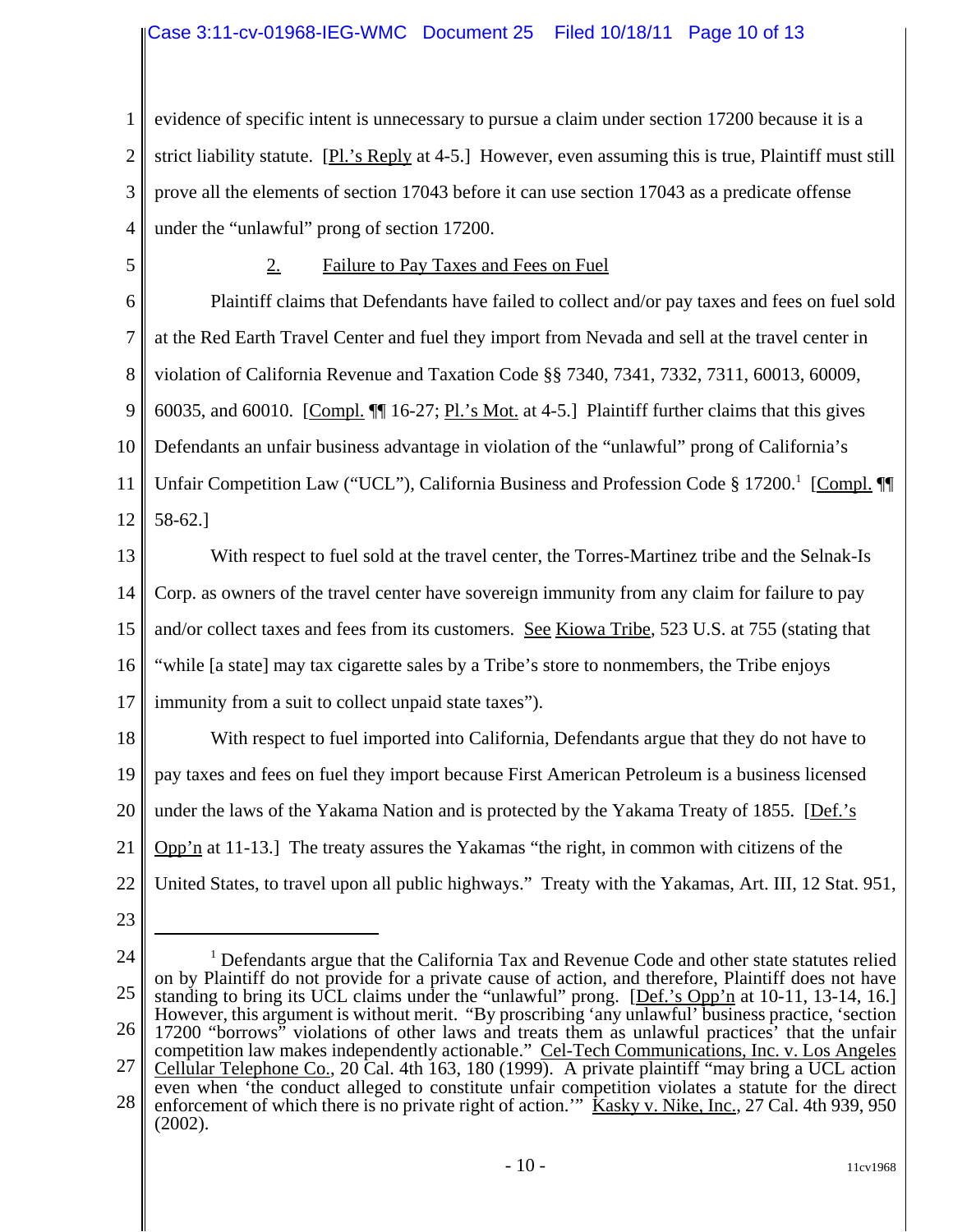evidence of specific intent is unnecessary to pursue a claim under section 17200 because it is a strict liability statute. [Pl.'s Reply at 4-5.] However, even assuming this is true, Plaintiff must still prove all the elements of section 17043 before it can use section 17043 as a predicate offense under the "unlawful" prong of section 17200.

2. Failure to Pay Taxes and Fees on Fuel

Plaintiff claims that Defendants have failed to collect and/or pay taxes and fees on fuel sold at the Red Earth Travel Center and fuel they import from Nevada and sell at the travel center in violation of California Revenue and Taxation Code §§ 7340, 7341, 7332, 7311, 60013, 60009, 60035, and 60010. [Compl. ¶¶ 16-27; Pl.'s Mot. at 4-5.] Plaintiff further claims that this gives Defendants an unfair business advantage in violation of the "unlawful" prong of California's Unfair Competition Law ("UCL"), California Business and Profession Code § 17200.[1] [Compl. ¶¶ 58-62.]

With respect to fuel sold at the travel center, the Torres-Martinez tribe and the Selnak-Is Corp. as owners of the travel center have sovereign immunity from any claim for failure to pay and/or collect taxes and fees from its customers. See Kiowa Tribe, 523 U.S. at 755 (stating that "while [a state] may tax cigarette sales by a Tribe's store to nonmembers, the Tribe enjoys immunity from a suit to collect unpaid state taxes").

With respect to fuel imported into California, Defendants argue that they do not have to pay taxes and fees on fuel they import because First American Petroleum is a business licensed under the laws of the Yakama Nation and is protected by the Yakama Treaty of 1855. [Def.'s Opp'n at 11-13.] The treaty assures the Yakamas "the right, in common with citizens of the United States, to travel upon all public highways." Treaty with the Yakamas, Art. III, 12 Stat. 951,

---

[1] Defendants argue that the California Tax and Revenue Code and other state statutes relied on by Plaintiff do not provide for a private cause of action, and therefore, Plaintiff does not have standing to bring its UCL claims under the "unlawful" prong. [Def.'s Opp'n at 10-11, 13-14, 16.] However, this argument is without merit. "By proscribing 'any unlawful' business practice, 'section 17200 "borrows" violations of other laws and treats them as unlawful practices' that the unfair competition law makes independently actionable." Cel-Tech Communications, Inc. v. Los Angeles Cellular Telephone Co., 20 Cal. 4th 163, 180 (1999). A private plaintiff "may bring a UCL action even when 'the conduct alleged to constitute unfair competition violates a statute for the direct enforcement of which there is no private right of action.'" Kasky v. Nike, Inc., 27 Cal. 4th 939, 950 (2002).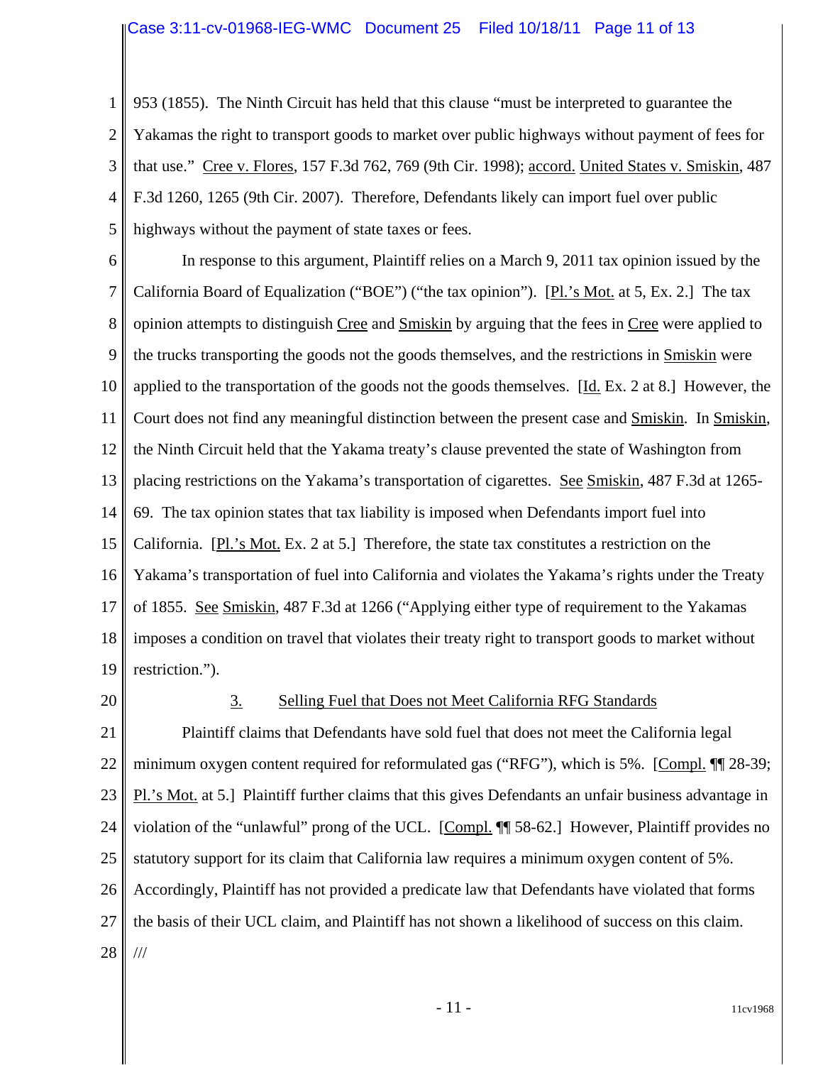953 (1855). The Ninth Circuit has held that this clause "must be interpreted to guarantee the Yakamas the right to transport goods to market over public highways without payment of fees for that use." Cree v. Flores, 157 F.3d 762, 769 (9th Cir. 1998); accord. United States v. Smiskin, 487 F.3d 1260, 1265 (9th Cir. 2007). Therefore, Defendants likely can import fuel over public highways without the payment of state taxes or fees.

In response to this argument, Plaintiff relies on a March 9, 2011 tax opinion issued by the California Board of Equalization ("BOE") ("the tax opinion"). [Pl.'s Mot. at 5, Ex. 2.] The tax opinion attempts to distinguish Cree and Smiskin by arguing that the fees in Cree were applied to the trucks transporting the goods not the goods themselves, and the restrictions in Smiskin were applied to the transportation of the goods not the goods themselves. [Id. Ex. 2 at 8.] However, the Court does not find any meaningful distinction between the present case and Smiskin. In Smiskin, the Ninth Circuit held that the Yakama treaty's clause prevented the state of Washington from placing restrictions on the Yakama's transportation of cigarettes. See Smiskin, 487 F.3d at 1265-69. The tax opinion states that tax liability is imposed when Defendants import fuel into California. [Pl.'s Mot. Ex. 2 at 5.] Therefore, the state tax constitutes a restriction on the Yakama's transportation of fuel into California and violates the Yakama's rights under the Treaty of 1855. See Smiskin, 487 F.3d at 1266 ("Applying either type of requirement to the Yakamas imposes a condition on travel that violates their treaty right to transport goods to market without restriction.").

### 3. Selling Fuel that Does not Meet California RFG Standards

Plaintiff claims that Defendants have sold fuel that does not meet the California legal minimum oxygen content required for reformulated gas ("RFG"), which is 5%. [Compl. ¶¶ 28-39; Pl.'s Mot. at 5.] Plaintiff further claims that this gives Defendants an unfair business advantage in violation of the "unlawful" prong of the UCL. [Compl. ¶¶ 58-62.] However, Plaintiff provides no statutory support for its claim that California law requires a minimum oxygen content of 5%. Accordingly, Plaintiff has not provided a predicate law that Defendants have violated that forms the basis of their UCL claim, and Plaintiff has not shown a likelihood of success on this claim.

///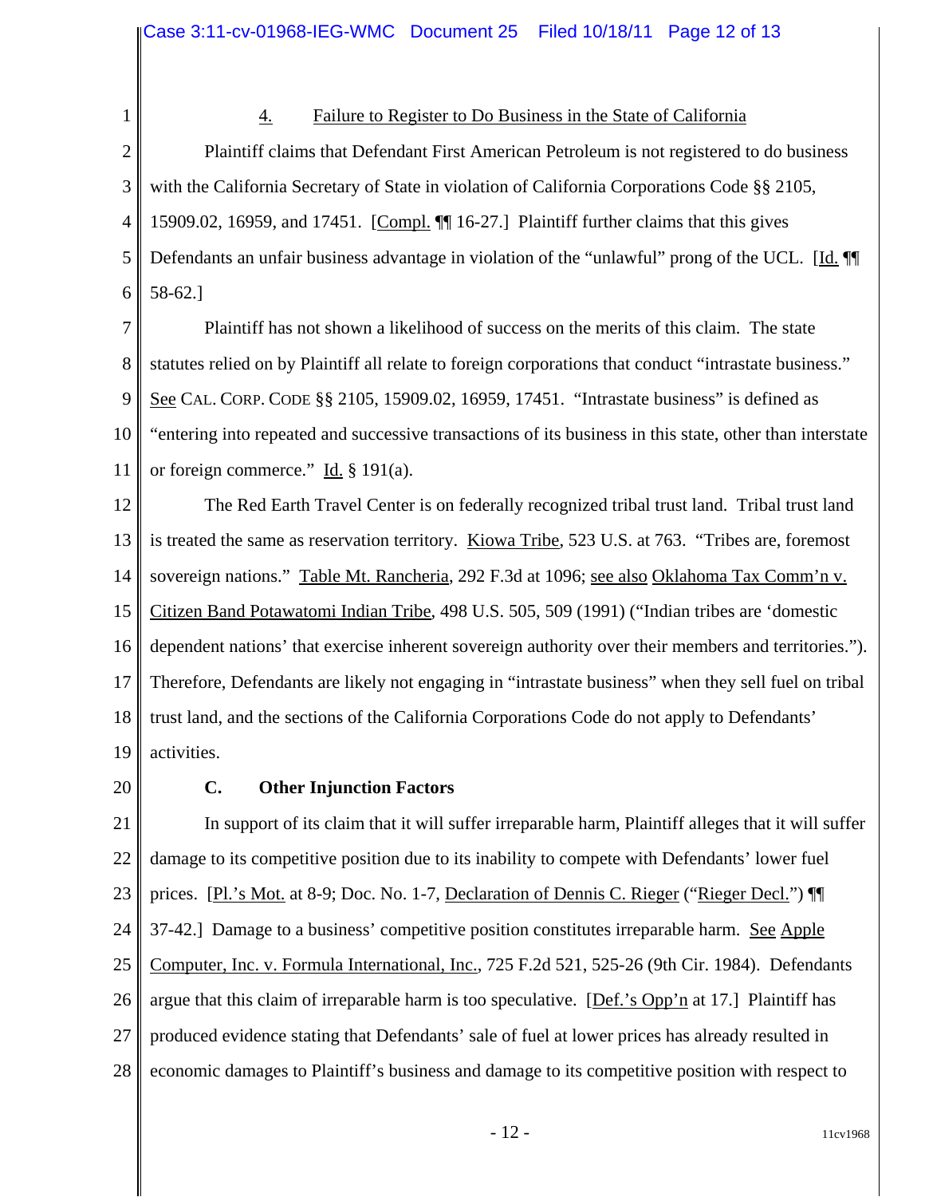#### 4. Failure to Register to Do Business in the State of California

Plaintiff claims that Defendant First American Petroleum is not registered to do business with the California Secretary of State in violation of California Corporations Code §§ 2105, 15909.02, 16959, and 17451. [Compl. ¶¶ 16-27.] Plaintiff further claims that this gives Defendants an unfair business advantage in violation of the "unlawful" prong of the UCL. [Id. ¶¶ 58-62.]

Plaintiff has not shown a likelihood of success on the merits of this claim. The state statutes relied on by Plaintiff all relate to foreign corporations that conduct "intrastate business." See CAL. CORP. CODE §§ 2105, 15909.02, 16959, 17451. "Intrastate business" is defined as "entering into repeated and successive transactions of its business in this state, other than interstate or foreign commerce." Id. § 191(a).

The Red Earth Travel Center is on federally recognized tribal trust land. Tribal trust land is treated the same as reservation territory. Kiowa Tribe, 523 U.S. at 763. "Tribes are, foremost sovereign nations." Table Mt. Rancheria, 292 F.3d at 1096; see also Oklahoma Tax Comm'n v. Citizen Band Potawatomi Indian Tribe, 498 U.S. 505, 509 (1991) ("Indian tribes are 'domestic dependent nations' that exercise inherent sovereign authority over their members and territories."). Therefore, Defendants are likely not engaging in "intrastate business" when they sell fuel on tribal trust land, and the sections of the California Corporations Code do not apply to Defendants' activities.

### C. Other Injunction Factors

In support of its claim that it will suffer irreparable harm, Plaintiff alleges that it will suffer damage to its competitive position due to its inability to compete with Defendants' lower fuel prices. [Pl.'s Mot. at 8-9; Doc. No. 1-7, Declaration of Dennis C. Rieger ("Rieger Decl.") ¶¶ 37-42.] Damage to a business' competitive position constitutes irreparable harm. See Apple Computer, Inc. v. Formula International, Inc., 725 F.2d 521, 525-26 (9th Cir. 1984). Defendants argue that this claim of irreparable harm is too speculative. [Def.'s Opp'n at 17.] Plaintiff has produced evidence stating that Defendants' sale of fuel at lower prices has already resulted in economic damages to Plaintiff's business and damage to its competitive position with respect to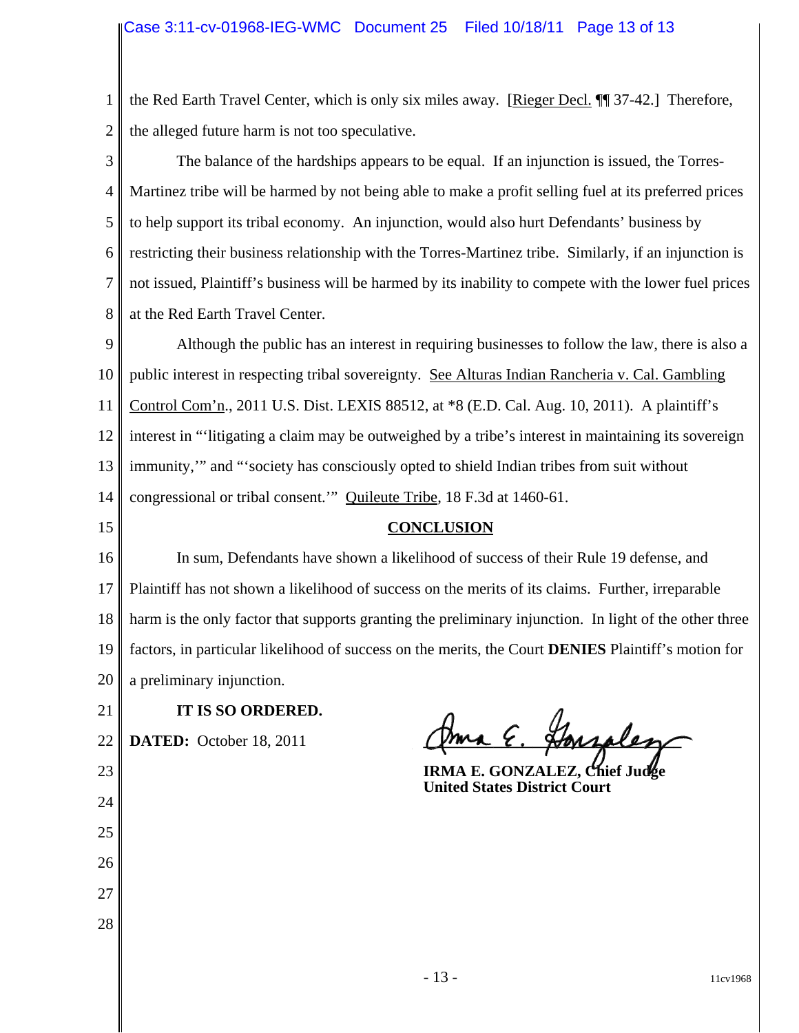the Red Earth Travel Center, which is only six miles away. [Rieger Decl. ¶¶ 37-42.] Therefore, the alleged future harm is not too speculative.

The balance of the hardships appears to be equal. If an injunction is issued, the Torres-Martinez tribe will be harmed by not being able to make a profit selling fuel at its preferred prices to help support its tribal economy. An injunction, would also hurt Defendants' business by restricting their business relationship with the Torres-Martinez tribe. Similarly, if an injunction is not issued, Plaintiff's business will be harmed by its inability to compete with the lower fuel prices at the Red Earth Travel Center.

Although the public has an interest in requiring businesses to follow the law, there is also a public interest in respecting tribal sovereignty. See Alturas Indian Rancheria v. Cal. Gambling Control Com'n., 2011 U.S. Dist. LEXIS 88512, at *8 (E.D. Cal. Aug. 10, 2011). A plaintiff's interest in "'litigating a claim may be outweighed by a tribe's interest in maintaining its sovereign immunity,'" and "'society has consciously opted to shield Indian tribes from suit without congressional or tribal consent.'" Quileute Tribe, 18 F.3d at 1460-61.

## CONCLUSION

In sum, Defendants have shown a likelihood of success of their Rule 19 defense, and Plaintiff has not shown a likelihood of success on the merits of its claims. Further, irreparable harm is the only factor that supports granting the preliminary injunction. In light of the other three factors, in particular likelihood of success on the merits, the Court **DENIES** Plaintiff's motion for a preliminary injunction.

**IT IS SO ORDERED.**

**DATED:** October 18, 2011

**IRMA E. GONZALEZ, Chief Judge**
**United States District Court**